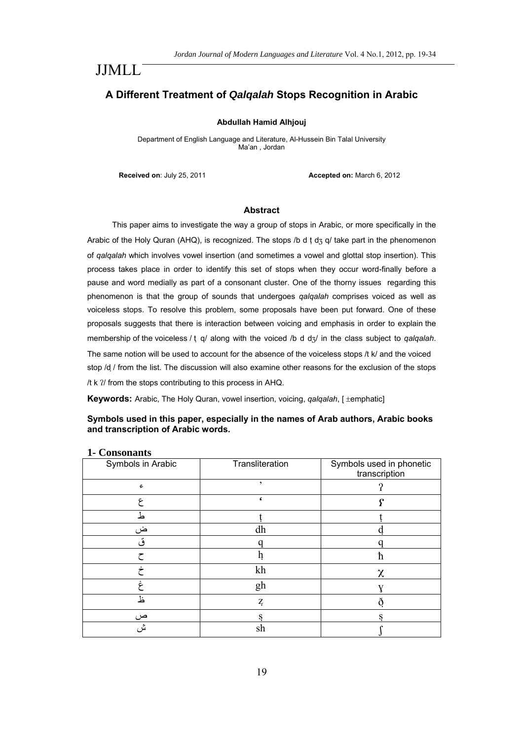JJMLL

# A Different Treatment of *Qalqalah* Stops Recognition in Arabic

**Abdullah Hamid Alhjouj**

Department of English Language and Literature, Al-Hussein Bin Talal University
Ma'an , Jordan

**Received on**: July 25, 2011 **Accepted on:** March 6, 2012

### Abstract

This paper aims to investigate the way a group of stops in Arabic, or more specifically in the Arabic of the Holy Quran (AHQ), is recognized. The stops /b d ṭ dʒ q/ take part in the phenomenon of *qalqalah* which involves vowel insertion (and sometimes a vowel and glottal stop insertion). This process takes place in order to identify this set of stops when they occur word-finally before a pause and word medially as part of a consonant cluster. One of the thorny issues regarding this phenomenon is that the group of sounds that undergoes *qalqalah* comprises voiced as well as voiceless stops. To resolve this problem, some proposals have been put forward. One of these proposals suggests that there is interaction between voicing and emphasis in order to explain the membership of the voiceless / ṭ q/ along with the voiced /b d dʒ/ in the class subject to *qalqalah*. The same notion will be used to account for the absence of the voiceless stops /t k/ and the voiced stop /ḍ / from the list. The discussion will also examine other reasons for the exclusion of the stops /t k ʔ/ from the stops contributing to this process in AHQ.

**Keywords:** Arabic, The Holy Quran, vowel insertion, voicing, *qalqalah*, [ ±emphatic]

**Symbols used in this paper, especially in the names of Arab authors, Arabic books and transcription of Arabic words.**

## 1- Consonants

| Symbols in Arabic | Transliteration | Symbols used in phonetic transcription |
|---|---|---|
| ء | ’ | ʔ |
| ع | ‘ | ʕ |
| ط | ṭ | ṭ |
| ض | dh | ḍ |
| ق | q | q |
| ح | ḥ | ħ |
| خ | kh | χ |
| غ | gh | ɣ |
| ظ | ẓ | ð̣ |
| ص | ṣ | ṣ |
| ش | sh | ʃ |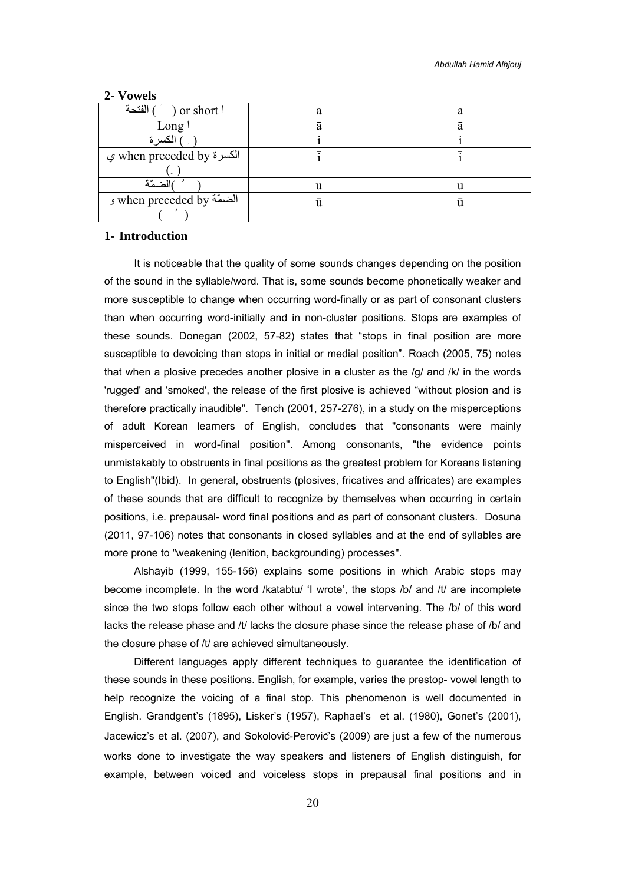**2- Vowels**

| | | |
|---|---|---|
| الفتحة (  َ ) or short ا | a | a |
| Long ا | ā | ā |
| الكسرة (  ِ ) | i | i |
| ي when preceded by الكسرة (  ِ ) | ī | ī |
| الضمّة (  ُ ) | u | u |
| و when preceded by الضمّة (  ُ ) | ū | ū |

## 1- Introduction

It is noticeable that the quality of some sounds changes depending on the position of the sound in the syllable/word. That is, some sounds become phonetically weaker and more susceptible to change when occurring word-finally or as part of consonant clusters than when occurring word-initially and in non-cluster positions. Stops are examples of these sounds. Donegan (2002, 57-82) states that "stops in final position are more susceptible to devoicing than stops in initial or medial position". Roach (2005, 75) notes that when a plosive precedes another plosive in a cluster as the /g/ and /k/ in the words 'rugged' and 'smoked', the release of the first plosive is achieved "without plosion and is therefore practically inaudible". Tench (2001, 257-276), in a study on the misperceptions of adult Korean learners of English, concludes that "consonants were mainly misperceived in word-final position". Among consonants, "the evidence points unmistakably to obstruents in final positions as the greatest problem for Koreans listening to English"(Ibid). In general, obstruents (plosives, fricatives and affricates) are examples of these sounds that are difficult to recognize by themselves when occurring in certain positions, i.e. prepausal- word final positions and as part of consonant clusters. Dosuna (2011, 97-106) notes that consonants in closed syllables and at the end of syllables are more prone to "weakening (lenition, backgrounding) processes".

Alshāyib (1999, 155-156) explains some positions in which Arabic stops may become incomplete. In the word /katabtu/ 'I wrote', the stops /b/ and /t/ are incomplete since the two stops follow each other without a vowel intervening. The /b/ of this word lacks the release phase and /t/ lacks the closure phase since the release phase of /b/ and the closure phase of /t/ are achieved simultaneously.

Different languages apply different techniques to guarantee the identification of these sounds in these positions. English, for example, varies the prestop- vowel length to help recognize the voicing of a final stop. This phenomenon is well documented in English. Grandgent's (1895), Lisker's (1957), Raphael's et al. (1980), Gonet's (2001), Jacewicz's et al. (2007), and Sokolović-Perović's (2009) are just a few of the numerous works done to investigate the way speakers and listeners of English distinguish, for example, between voiced and voiceless stops in prepausal final positions and in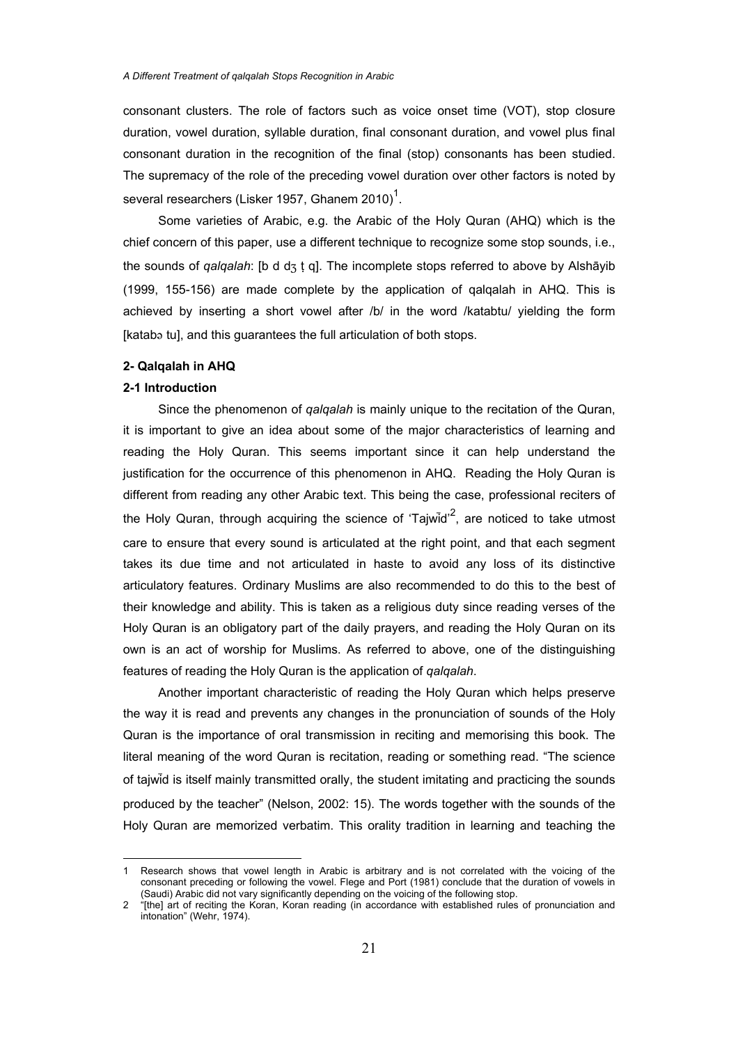consonant clusters. The role of factors such as voice onset time (VOT), stop closure duration, vowel duration, syllable duration, final consonant duration, and vowel plus final consonant duration in the recognition of the final (stop) consonants has been studied. The supremacy of the role of the preceding vowel duration over other factors is noted by several researchers (Lisker 1957, Ghanem 2010)[1].

Some varieties of Arabic, e.g. the Arabic of the Holy Quran (AHQ) which is the chief concern of this paper, use a different technique to recognize some stop sounds, i.e., the sounds of *qalqalah*: [b d dʒ ṭ q]. The incomplete stops referred to above by Alshāyib (1999, 155-156) are made complete by the application of qalqalah in AHQ. This is achieved by inserting a short vowel after /b/ in the word /katabtu/ yielding the form [katabə tu], and this guarantees the full articulation of both stops.

**2- Qalqalah in AHQ**

**2-1 Introduction**

Since the phenomenon of *qalqalah* is mainly unique to the recitation of the Quran, it is important to give an idea about some of the major characteristics of learning and reading the Holy Quran. This seems important since it can help understand the justification for the occurrence of this phenomenon in AHQ. Reading the Holy Quran is different from reading any other Arabic text. This being the case, professional reciters of the Holy Quran, through acquiring the science of 'Tajwīd'[2], are noticed to take utmost care to ensure that every sound is articulated at the right point, and that each segment takes its due time and not articulated in haste to avoid any loss of its distinctive articulatory features. Ordinary Muslims are also recommended to do this to the best of their knowledge and ability. This is taken as a religious duty since reading verses of the Holy Quran is an obligatory part of the daily prayers, and reading the Holy Quran on its own is an act of worship for Muslims. As referred to above, one of the distinguishing features of reading the Holy Quran is the application of *qalqalah*.

Another important characteristic of reading the Holy Quran which helps preserve the way it is read and prevents any changes in the pronunciation of sounds of the Holy Quran is the importance of oral transmission in reciting and memorising this book. The literal meaning of the word Quran is recitation, reading or something read. "The science of tajwīd is itself mainly transmitted orally, the student imitating and practicing the sounds produced by the teacher" (Nelson, 2002: 15). The words together with the sounds of the Holy Quran are memorized verbatim. This orality tradition in learning and teaching the

---

1 Research shows that vowel length in Arabic is arbitrary and is not correlated with the voicing of the consonant preceding or following the vowel. Flege and Port (1981) conclude that the duration of vowels in (Saudi) Arabic did not vary significantly depending on the voicing of the following stop.

2 "[the] art of reciting the Koran, Koran reading (in accordance with established rules of pronunciation and intonation" (Wehr, 1974).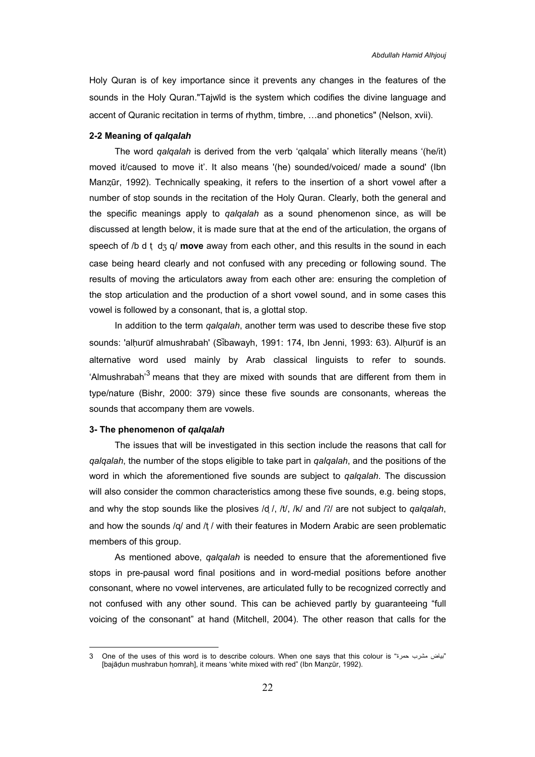Holy Quran is of key importance since it prevents any changes in the features of the sounds in the Holy Quran."Tajwīd is the system which codifies the divine language and accent of Quranic recitation in terms of rhythm, timbre, …and phonetics" (Nelson, xvii).

#### 2-2 Meaning of *qalqalah*

The word *qalqalah* is derived from the verb 'qalqala' which literally means '(he/it) moved it/caused to move it'. It also means '(he) sounded/voiced/ made a sound' (Ibn Manẓūr, 1992). Technically speaking, it refers to the insertion of a short vowel after a number of stop sounds in the recitation of the Holy Quran. Clearly, both the general and the specific meanings apply to *qalqalah* as a sound phenomenon since, as will be discussed at length below, it is made sure that at the end of the articulation, the organs of speech of /b d ṭ dʒ q/ **move** away from each other, and this results in the sound in each case being heard clearly and not confused with any preceding or following sound. The results of moving the articulators away from each other are: ensuring the completion of the stop articulation and the production of a short vowel sound, and in some cases this vowel is followed by a consonant, that is, a glottal stop.

In addition to the term *qalqalah*, another term was used to describe these five stop sounds: 'alḥurūf almushrabah' (Sībawayh, 1991: 174, Ibn Jenni, 1993: 63). Alḥurūf is an alternative word used mainly by Arab classical linguists to refer to sounds. 'Almushrabah'[3] means that they are mixed with sounds that are different from them in type/nature (Bishr, 2000: 379) since these five sounds are consonants, whereas the sounds that accompany them are vowels.

### 3- The phenomenon of *qalqalah*

The issues that will be investigated in this section include the reasons that call for *qalqalah*, the number of the stops eligible to take part in *qalqalah*, and the positions of the word in which the aforementioned five sounds are subject to *qalqalah*. The discussion will also consider the common characteristics among these five sounds, e.g. being stops, and why the stop sounds like the plosives /ḍ /, /t/, /k/ and /ʔ/ are not subject to *qalqalah*, and how the sounds /q/ and /ṭ / with their features in Modern Arabic are seen problematic members of this group.

As mentioned above, *qalqalah* is needed to ensure that the aforementioned five stops in pre-pausal word final positions and in word-medial positions before another consonant, where no vowel intervenes, are articulated fully to be recognized correctly and not confused with any other sound. This can be achieved partly by guaranteeing "full voicing of the consonant" at hand (Mitchell, 2004). The other reason that calls for the

---

3 One of the uses of this word is to describe colours. When one says that this colour is "بياض مشرب حمرة" [bajāḍun mushrabun ḥomrah], it means 'white mixed with red" (Ibn Manẓūr, 1992).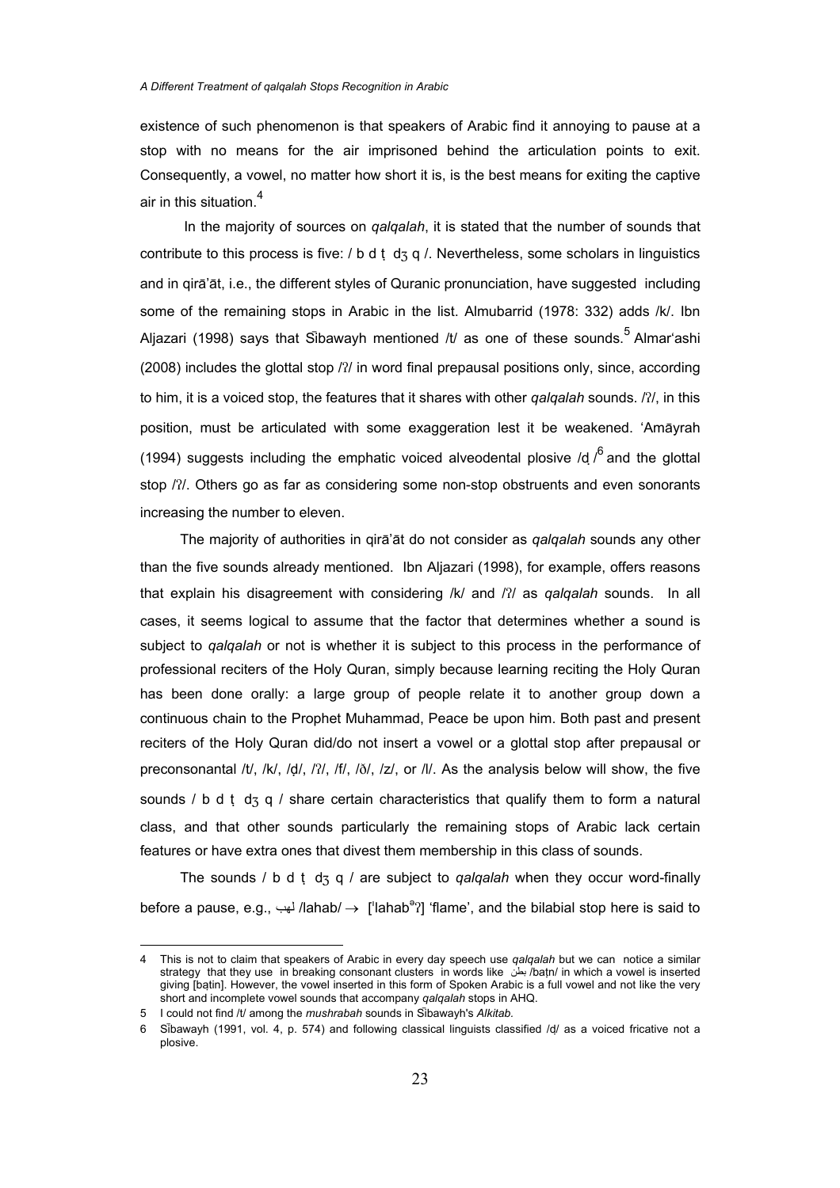existence of such phenomenon is that speakers of Arabic find it annoying to pause at a stop with no means for the air imprisoned behind the articulation points to exit. Consequently, a vowel, no matter how short it is, is the best means for exiting the captive air in this situation.[4]

In the majority of sources on *qalqalah*, it is stated that the number of sounds that contribute to this process is five: / b d ṭ dʒ q /. Nevertheless, some scholars in linguistics and in qirā'āt, i.e., the different styles of Quranic pronunciation, have suggested including some of the remaining stops in Arabic in the list. Almubarrid (1978: 332) adds /k/. Ibn Aljazari (1998) says that Sībawayh mentioned /t/ as one of these sounds.[5] Almar'ashi (2008) includes the glottal stop /ʔ/ in word final prepausal positions only, since, according to him, it is a voiced stop, the features that it shares with other *qalqalah* sounds. /ʔ/, in this position, must be articulated with some exaggeration lest it be weakened. 'Amāyrah (1994) suggests including the emphatic voiced alveodental plosive /ḍ /[6] and the glottal stop /ʔ/. Others go as far as considering some non-stop obstruents and even sonorants increasing the number to eleven.

The majority of authorities in qirā'āt do not consider as *qalqalah* sounds any other than the five sounds already mentioned. Ibn Aljazari (1998), for example, offers reasons that explain his disagreement with considering /k/ and /ʔ/ as *qalqalah* sounds. In all cases, it seems logical to assume that the factor that determines whether a sound is subject to *qalqalah* or not is whether it is subject to this process in the performance of professional reciters of the Holy Quran, simply because learning reciting the Holy Quran has been done orally: a large group of people relate it to another group down a continuous chain to the Prophet Muhammad, Peace be upon him. Both past and present reciters of the Holy Quran did/do not insert a vowel or a glottal stop after prepausal or preconsonantal /t/, /k/, /ḍ/, /ʔ/, /f/, /ð/, /z/, or /l/. As the analysis below will show, the five sounds / b d ṭ dʒ q / share certain characteristics that qualify them to form a natural class, and that other sounds particularly the remaining stops of Arabic lack certain features or have extra ones that divest them membership in this class of sounds.

The sounds / b d ṭ dʒ q / are subject to *qalqalah* when they occur word-finally before a pause, e.g., لهب /lahab/ → [ˈlahabᵊʔ] 'flame', and the bilabial stop here is said to

---

4 This is not to claim that speakers of Arabic in every day speech use *qalqalah* but we can notice a similar strategy that they use in breaking consonant clusters in words like بطن /baṭn/ in which a vowel is inserted giving [baṭin]. However, the vowel inserted in this form of Spoken Arabic is a full vowel and not like the very short and incomplete vowel sounds that accompany *qalqalah* stops in AHQ.

5 I could not find /t/ among the *mushrabah* sounds in Sībawayh's *Alkitab.*

6 Sībawayh (1991, vol. 4, p. 574) and following classical linguists classified /ḍ/ as a voiced fricative not a plosive.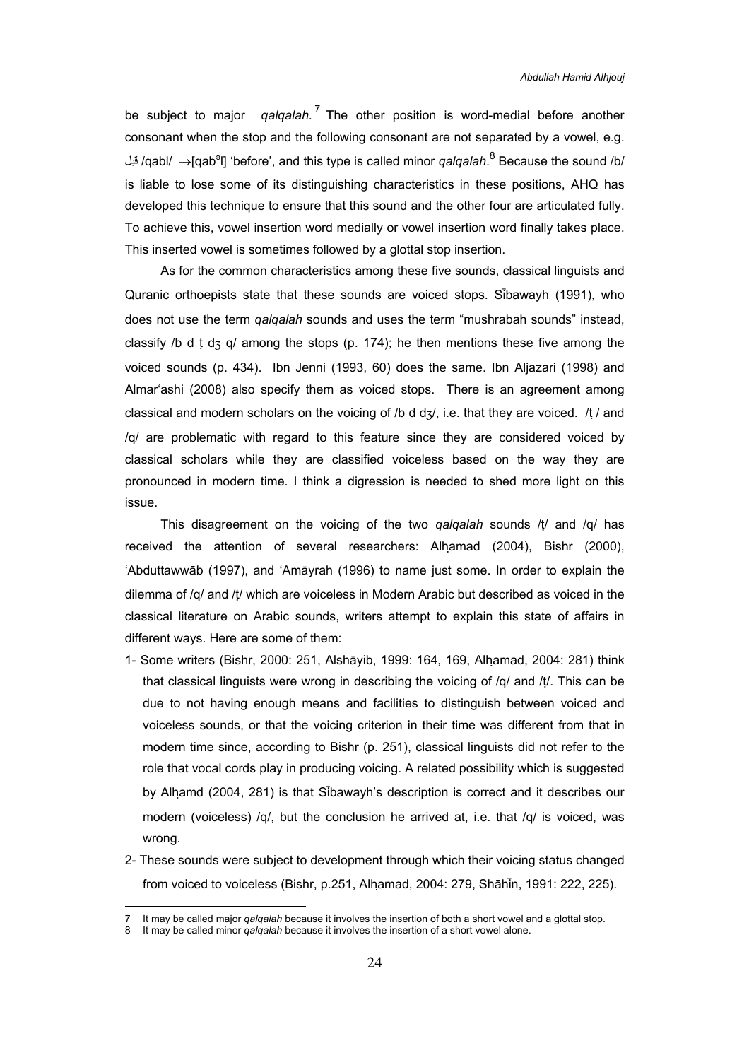be subject to major *qalqalah*.[7] The other position is word-medial before another consonant when the stop and the following consonant are not separated by a vowel, e.g. قبل /qabl/ →[qab$^{ə}$l] 'before', and this type is called minor *qalqalah*.[8] Because the sound /b/ is liable to lose some of its distinguishing characteristics in these positions, AHQ has developed this technique to ensure that this sound and the other four are articulated fully. To achieve this, vowel insertion word medially or vowel insertion word finally takes place. This inserted vowel is sometimes followed by a glottal stop insertion.

As for the common characteristics among these five sounds, classical linguists and Quranic orthoepists state that these sounds are voiced stops. Sībawayh (1991), who does not use the term *qalqalah* sounds and uses the term "mushrabah sounds" instead, classify /b d ṭ dʒ q/ among the stops (p. 174); he then mentions these five among the voiced sounds (p. 434). Ibn Jenni (1993, 60) does the same. Ibn Aljazari (1998) and Almar'ashi (2008) also specify them as voiced stops. There is an agreement among classical and modern scholars on the voicing of /b d dʒ/, i.e. that they are voiced. /ṭ / and /q/ are problematic with regard to this feature since they are considered voiced by classical scholars while they are classified voiceless based on the way they are pronounced in modern time. I think a digression is needed to shed more light on this issue.

This disagreement on the voicing of the two *qalqalah* sounds /ṭ/ and /q/ has received the attention of several researchers: Alḥamad (2004), Bishr (2000), 'Abduttawwāb (1997), and 'Amāyrah (1996) to name just some. In order to explain the dilemma of /q/ and /ṭ/ which are voiceless in Modern Arabic but described as voiced in the classical literature on Arabic sounds, writers attempt to explain this state of affairs in different ways. Here are some of them:

1- Some writers (Bishr, 2000: 251, Alshāyib, 1999: 164, 169, Alḥamad, 2004: 281) think that classical linguists were wrong in describing the voicing of /q/ and /ṭ/. This can be due to not having enough means and facilities to distinguish between voiced and voiceless sounds, or that the voicing criterion in their time was different from that in modern time since, according to Bishr (p. 251), classical linguists did not refer to the role that vocal cords play in producing voicing. A related possibility which is suggested by Alḥamd (2004, 281) is that Sībawayh's description is correct and it describes our modern (voiceless) /q/, but the conclusion he arrived at, i.e. that /q/ is voiced, was wrong.

2- These sounds were subject to development through which their voicing status changed from voiced to voiceless (Bishr, p.251, Alḥamad, 2004: 279, Shāhīn, 1991: 222, 225).

---

7 It may be called major *qalqalah* because it involves the insertion of both a short vowel and a glottal stop.

8 It may be called minor *qalqalah* because it involves the insertion of a short vowel alone.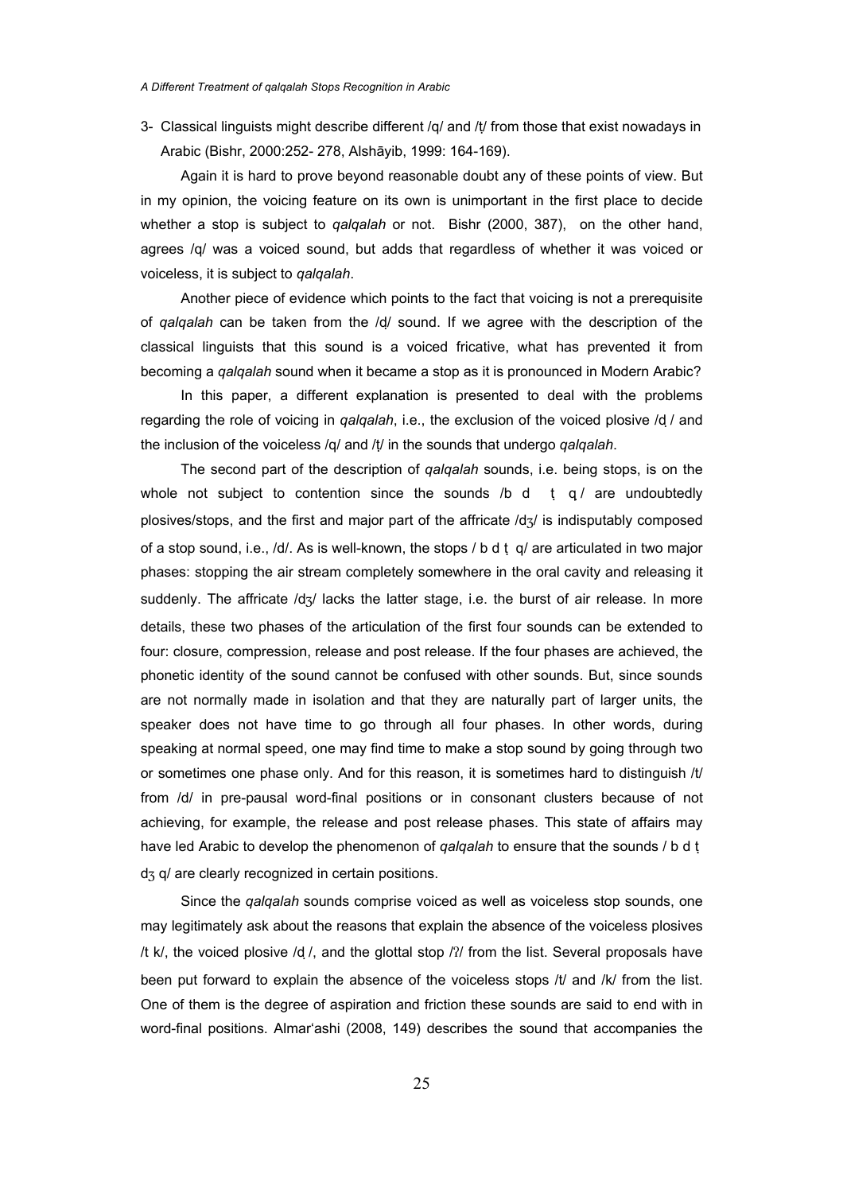3- Classical linguists might describe different /q/ and /ṭ/ from those that exist nowadays in Arabic (Bishr, 2000:252- 278, Alshāyib, 1999: 164-169).

Again it is hard to prove beyond reasonable doubt any of these points of view. But in my opinion, the voicing feature on its own is unimportant in the first place to decide whether a stop is subject to *qalqalah* or not. Bishr (2000, 387), on the other hand, agrees /q/ was a voiced sound, but adds that regardless of whether it was voiced or voiceless, it is subject to *qalqalah*.

Another piece of evidence which points to the fact that voicing is not a prerequisite of *qalqalah* can be taken from the /ḍ/ sound. If we agree with the description of the classical linguists that this sound is a voiced fricative, what has prevented it from becoming a *qalqalah* sound when it became a stop as it is pronounced in Modern Arabic?

In this paper, a different explanation is presented to deal with the problems regarding the role of voicing in *qalqalah*, i.e., the exclusion of the voiced plosive /ḍ/ and the inclusion of the voiceless /q/ and /ṭ/ in the sounds that undergo *qalqalah*.

The second part of the description of *qalqalah* sounds, i.e. being stops, is on the whole not subject to contention since the sounds /b d ṭ q/ are undoubtedly plosives/stops, and the first and major part of the affricate /dʒ/ is indisputably composed of a stop sound, i.e., /d/. As is well-known, the stops / b d ṭ q/ are articulated in two major phases: stopping the air stream completely somewhere in the oral cavity and releasing it suddenly. The affricate /dʒ/ lacks the latter stage, i.e. the burst of air release. In more details, these two phases of the articulation of the first four sounds can be extended to four: closure, compression, release and post release. If the four phases are achieved, the phonetic identity of the sound cannot be confused with other sounds. But, since sounds are not normally made in isolation and that they are naturally part of larger units, the speaker does not have time to go through all four phases. In other words, during speaking at normal speed, one may find time to make a stop sound by going through two or sometimes one phase only. And for this reason, it is sometimes hard to distinguish /t/ from /d/ in pre-pausal word-final positions or in consonant clusters because of not achieving, for example, the release and post release phases. This state of affairs may have led Arabic to develop the phenomenon of *qalqalah* to ensure that the sounds / b d ṭ dʒ q/ are clearly recognized in certain positions.

Since the *qalqalah* sounds comprise voiced as well as voiceless stop sounds, one may legitimately ask about the reasons that explain the absence of the voiceless plosives /t k/, the voiced plosive /ḍ/, and the glottal stop /ʔ/ from the list. Several proposals have been put forward to explain the absence of the voiceless stops /t/ and /k/ from the list. One of them is the degree of aspiration and friction these sounds are said to end with in word-final positions. Almarʻashi (2008, 149) describes the sound that accompanies the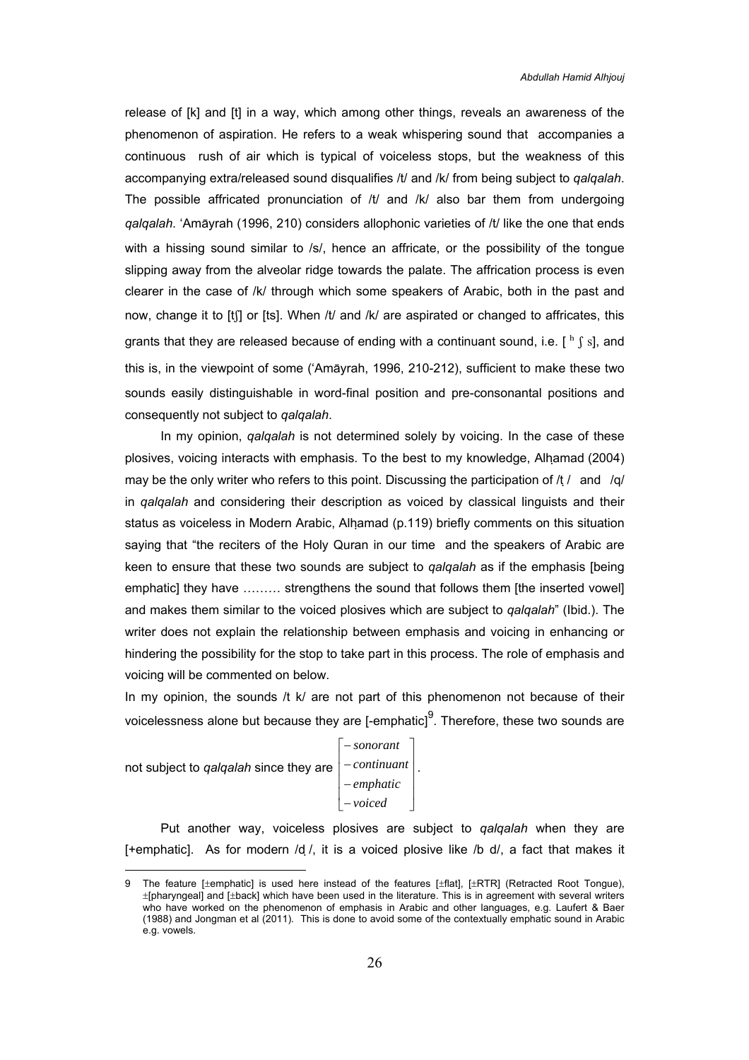release of [k] and [t] in a way, which among other things, reveals an awareness of the phenomenon of aspiration. He refers to a weak whispering sound that accompanies a continuous rush of air which is typical of voiceless stops, but the weakness of this accompanying extra/released sound disqualifies /t/ and /k/ from being subject to *qalqalah*. The possible affricated pronunciation of /t/ and /k/ also bar them from undergoing *qalqalah*. ʻAmāyrah (1996, 210) considers allophonic varieties of /t/ like the one that ends with a hissing sound similar to /s/, hence an affricate, or the possibility of the tongue slipping away from the alveolar ridge towards the palate. The affrication process is even clearer in the case of /k/ through which some speakers of Arabic, both in the past and now, change it to [tʃ] or [ts]. When /t/ and /k/ are aspirated or changed to affricates, this grants that they are released because of ending with a continuant sound, i.e. [ ʰ ʃ s], and this is, in the viewpoint of some (ʻAmāyrah, 1996, 210-212), sufficient to make these two sounds easily distinguishable in word-final position and pre-consonantal positions and consequently not subject to *qalqalah*.

In my opinion, *qalqalah* is not determined solely by voicing. In the case of these plosives, voicing interacts with emphasis. To the best to my knowledge, Alḥamad (2004) may be the only writer who refers to this point. Discussing the participation of /ṭ / and /q/ in *qalqalah* and considering their description as voiced by classical linguists and their status as voiceless in Modern Arabic, Alḥamad (p.119) briefly comments on this situation saying that "the reciters of the Holy Quran in our time and the speakers of Arabic are keen to ensure that these two sounds are subject to *qalqalah* as if the emphasis [being emphatic] they have ……… strengthens the sound that follows them [the inserted vowel] and makes them similar to the voiced plosives which are subject to *qalqalah*" (Ibid.). The writer does not explain the relationship between emphasis and voicing in enhancing or hindering the possibility for the stop to take part in this process. The role of emphasis and voicing will be commented on below.

In my opinion, the sounds /t k/ are not part of this phenomenon not because of their voicelessness alone but because they are [-emphatic][9]. Therefore, these two sounds are not subject to *qalqalah* since they are $\begin{bmatrix} -sonorant \\ -continuant \\ -emphatic \\ -voiced \end{bmatrix}$.

Put another way, voiceless plosives are subject to *qalqalah* when they are [+emphatic]. As for modern /ḍ /, it is a voiced plosive like /b d/, a fact that makes it

---

9 The feature [±emphatic] is used here instead of the features [±flat], [±RTR] (Retracted Root Tongue), ±[pharyngeal] and [±back] which have been used in the literature. This is in agreement with several writers who have worked on the phenomenon of emphasis in Arabic and other languages, e.g. Laufert & Baer (1988) and Jongman et al (2011). This is done to avoid some of the contextually emphatic sound in Arabic e.g. vowels.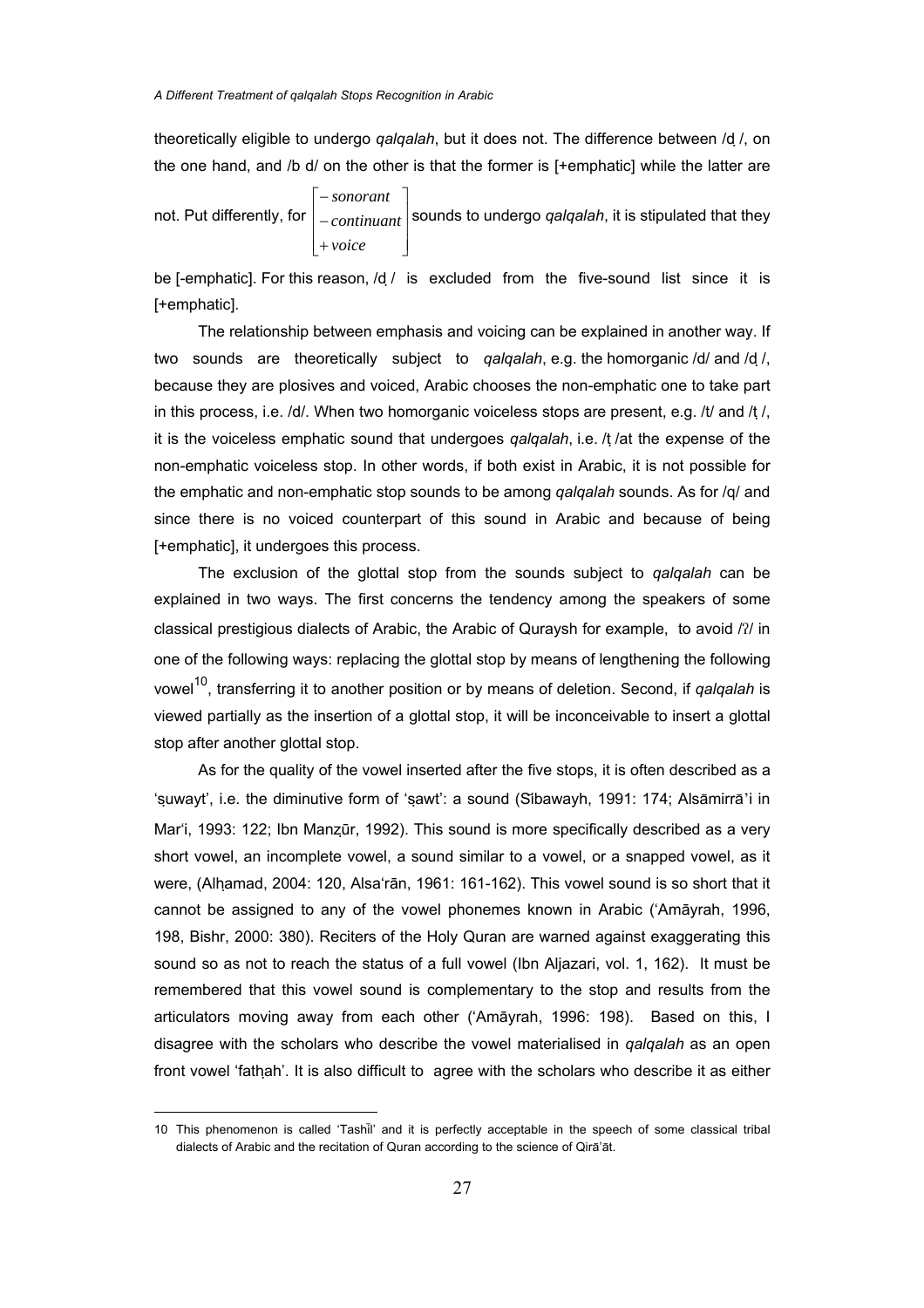theoretically eligible to undergo *qalqalah*, but it does not. The difference between /ḍ/, on the one hand, and /b d/ on the other is that the former is [+emphatic] while the latter are not. Put differently, for $\begin{bmatrix} -sonorant \\ -continuant \\ +voice \end{bmatrix}$ sounds to undergo *qalqalah*, it is stipulated that they be [-emphatic]. For this reason, /ḍ/ is excluded from the five-sound list since it is [+emphatic].

The relationship between emphasis and voicing can be explained in another way. If two sounds are theoretically subject to *qalqalah*, e.g. the homorganic /d/ and /ḍ/, because they are plosives and voiced, Arabic chooses the non-emphatic one to take part in this process, i.e. /d/. When two homorganic voiceless stops are present, e.g. /t/ and /ṭ/, it is the voiceless emphatic sound that undergoes *qalqalah*, i.e. /ṭ/at the expense of the non-emphatic voiceless stop. In other words, if both exist in Arabic, it is not possible for the emphatic and non-emphatic stop sounds to be among *qalqalah* sounds. As for /q/ and since there is no voiced counterpart of this sound in Arabic and because of being [+emphatic], it undergoes this process.

The exclusion of the glottal stop from the sounds subject to *qalqalah* can be explained in two ways. The first concerns the tendency among the speakers of some classical prestigious dialects of Arabic, the Arabic of Quraysh for example, to avoid /ʔ/ in one of the following ways: replacing the glottal stop by means of lengthening the following vowel[10], transferring it to another position or by means of deletion. Second, if *qalqalah* is viewed partially as the insertion of a glottal stop, it will be inconceivable to insert a glottal stop after another glottal stop.

As for the quality of the vowel inserted after the five stops, it is often described as a 'ṣuwayt', i.e. the diminutive form of 'ṣawt': a sound (Sībawayh, 1991: 174; Alsāmirrā'i in Mar'i, 1993: 122; Ibn Manẓūr, 1992). This sound is more specifically described as a very short vowel, an incomplete vowel, a sound similar to a vowel, or a snapped vowel, as it were, (Alḥamad, 2004: 120, Alsa'rān, 1961: 161-162). This vowel sound is so short that it cannot be assigned to any of the vowel phonemes known in Arabic ('Amāyrah, 1996, 198, Bishr, 2000: 380). Reciters of the Holy Quran are warned against exaggerating this sound so as not to reach the status of a full vowel (Ibn Aljazari, vol. 1, 162). It must be remembered that this vowel sound is complementary to the stop and results from the articulators moving away from each other ('Amāyrah, 1996: 198). Based on this, I disagree with the scholars who describe the vowel materialised in *qalqalah* as an open front vowel 'fatḥah'. It is also difficult to agree with the scholars who describe it as either

---

10 This phenomenon is called 'Tashīl' and it is perfectly acceptable in the speech of some classical tribal dialects of Arabic and the recitation of Quran according to the science of Qirā'āt.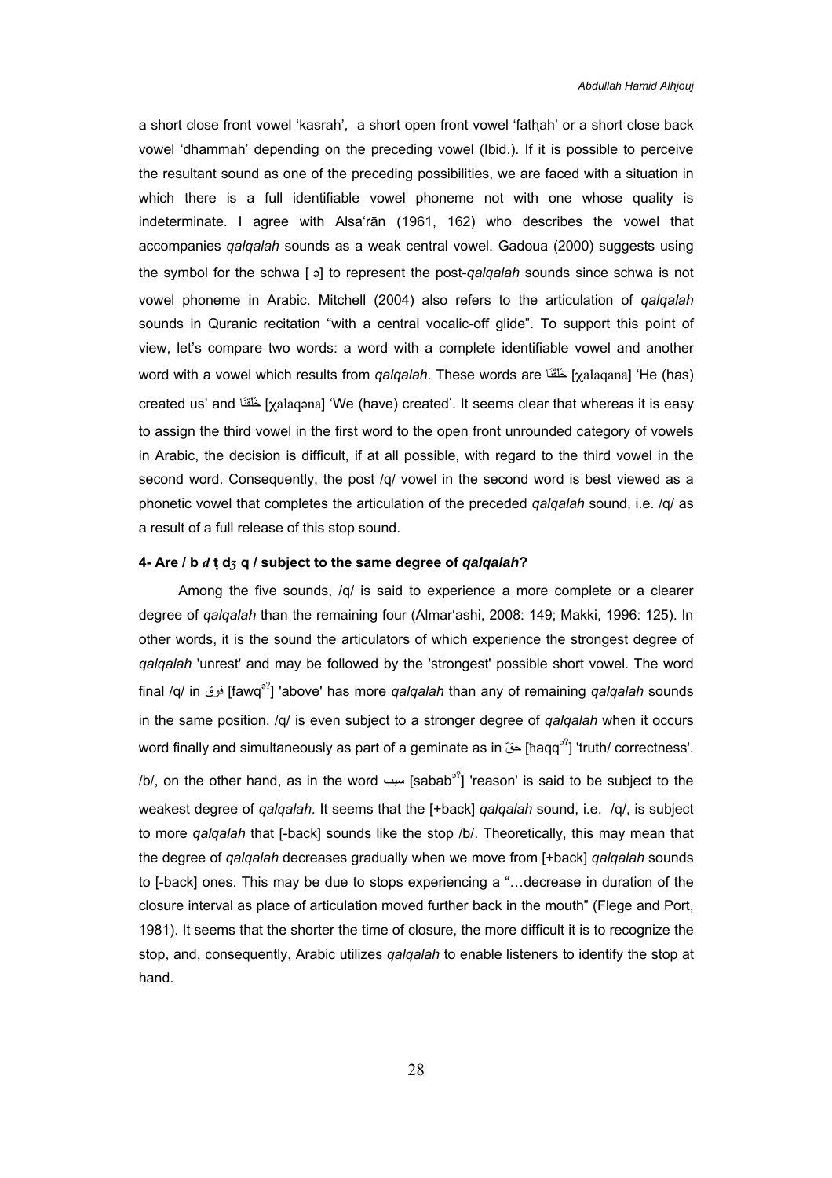a short close front vowel 'kasrah', a short open front vowel 'fatḥah' or a short close back vowel 'dhammah' depending on the preceding vowel (Ibid.). If it is possible to perceive the resultant sound as one of the preceding possibilities, we are faced with a situation in which there is a full identifiable vowel phoneme not with one whose quality is indeterminate. I agree with Alsa'rān (1961, 162) who describes the vowel that accompanies *qalqalah* sounds as a weak central vowel. Gadoua (2000) suggests using the symbol for the schwa [ ə] to represent the post-*qalqalah* sounds since schwa is not vowel phoneme in Arabic. Mitchell (2004) also refers to the articulation of *qalqalah* sounds in Quranic recitation "with a central vocalic-off glide". To support this point of view, let's compare two words: a word with a complete identifiable vowel and another word with a vowel which results from *qalqalah*. These words are خَلَقَنَا [χalaqana] 'He (has) created us' and خَلَقْنَا [χalaqəna] 'We (have) created'. It seems clear that whereas it is easy to assign the third vowel in the first word to the open front unrounded category of vowels in Arabic, the decision is difficult, if at all possible, with regard to the third vowel in the second word. Consequently, the post /q/ vowel in the second word is best viewed as a phonetic vowel that completes the articulation of the preceded *qalqalah* sound, i.e. /q/ as a result of a full release of this stop sound.

#### 4- Are / b *d* ṭ dʒ q / subject to the same degree of *qalqalah*?

Among the five sounds, /q/ is said to experience a more complete or a clearer degree of *qalqalah* than the remaining four (Almar'ashi, 2008: 149; Makki, 1996: 125). In other words, it is the sound the articulators of which experience the strongest degree of *qalqalah* 'unrest' and may be followed by the 'strongest' possible short vowel. The word final /q/ in فوق [fawq$^{ə?}$] 'above' has more *qalqalah* than any of remaining *qalqalah* sounds in the same position. /q/ is even subject to a stronger degree of *qalqalah* when it occurs word finally and simultaneously as part of a geminate as in حقّ [ħaqq$^{ə?}$] 'truth/ correctness'. /b/, on the other hand, as in the word سبب [sabab$^{ə?}$] 'reason' is said to be subject to the weakest degree of *qalqalah.* It seems that the [+back] *qalqalah* sound, i.e. /q/, is subject to more *qalqalah* that [-back] sounds like the stop /b/. Theoretically, this may mean that the degree of *qalqalah* decreases gradually when we move from [+back] *qalqalah* sounds to [-back] ones. This may be due to stops experiencing a "…decrease in duration of the closure interval as place of articulation moved further back in the mouth" (Flege and Port, 1981). It seems that the shorter the time of closure, the more difficult it is to recognize the stop, and, consequently, Arabic utilizes *qalqalah* to enable listeners to identify the stop at hand.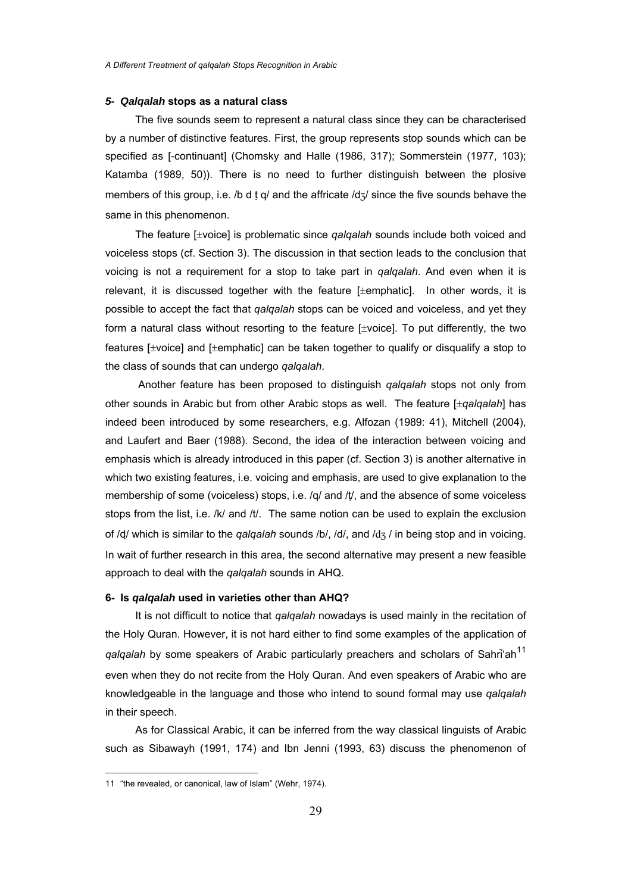### *5- Qalqalah* stops as a natural class

The five sounds seem to represent a natural class since they can be characterised by a number of distinctive features. First, the group represents stop sounds which can be specified as [-continuant] (Chomsky and Halle (1986, 317); Sommerstein (1977, 103); Katamba (1989, 50)). There is no need to further distinguish between the plosive members of this group, i.e. /b d ṭ q/ and the affricate /dʒ/ since the five sounds behave the same in this phenomenon.

The feature [±voice] is problematic since *qalqalah* sounds include both voiced and voiceless stops (cf. Section 3). The discussion in that section leads to the conclusion that voicing is not a requirement for a stop to take part in *qalqalah*. And even when it is relevant, it is discussed together with the feature [±emphatic]. In other words, it is possible to accept the fact that *qalqalah* stops can be voiced and voiceless, and yet they form a natural class without resorting to the feature [±voice]. To put differently, the two features [±voice] and [±emphatic] can be taken together to qualify or disqualify a stop to the class of sounds that can undergo *qalqalah*.

Another feature has been proposed to distinguish *qalqalah* stops not only from other sounds in Arabic but from other Arabic stops as well. The feature [±*qalqalah*] has indeed been introduced by some researchers, e.g. Alfozan (1989: 41), Mitchell (2004), and Laufert and Baer (1988). Second, the idea of the interaction between voicing and emphasis which is already introduced in this paper (cf. Section 3) is another alternative in which two existing features, i.e. voicing and emphasis, are used to give explanation to the membership of some (voiceless) stops, i.e. /q/ and /ṭ/, and the absence of some voiceless stops from the list, i.e. /k/ and /t/. The same notion can be used to explain the exclusion of /ḍ/ which is similar to the *qalqalah* sounds /b/, /d/, and /dʒ / in being stop and in voicing. In wait of further research in this area, the second alternative may present a new feasible approach to deal with the *qalqalah* sounds in AHQ.

### 6- Is *qalqalah* used in varieties other than AHQ?

It is not difficult to notice that *qalqalah* nowadays is used mainly in the recitation of the Holy Quran. However, it is not hard either to find some examples of the application of *qalqalah* by some speakers of Arabic particularly preachers and scholars of Sahrī'ah[11] even when they do not recite from the Holy Quran. And even speakers of Arabic who are knowledgeable in the language and those who intend to sound formal may use *qalqalah* in their speech.

As for Classical Arabic, it can be inferred from the way classical linguists of Arabic such as Sibawayh (1991, 174) and Ibn Jenni (1993, 63) discuss the phenomenon of

---

11 "the revealed, or canonical, law of Islam" (Wehr, 1974).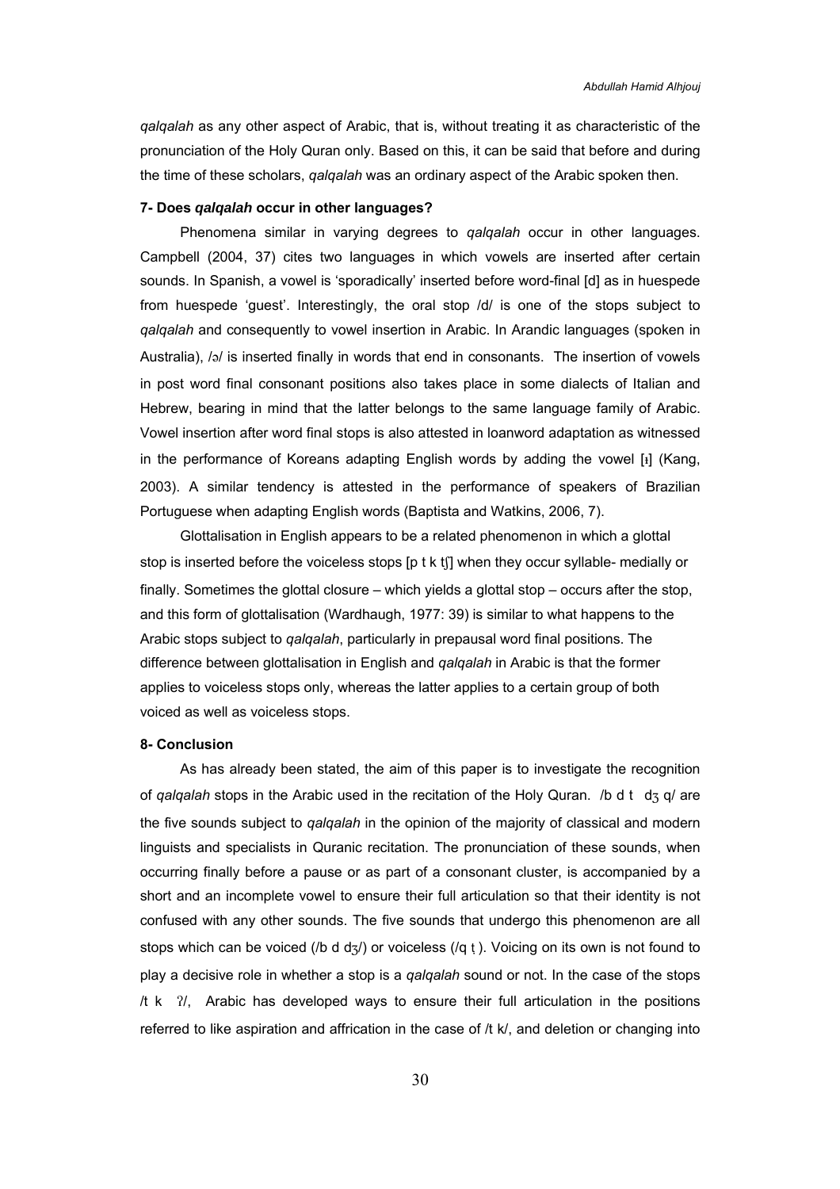*qalqalah* as any other aspect of Arabic, that is, without treating it as characteristic of the pronunciation of the Holy Quran only. Based on this, it can be said that before and during the time of these scholars, *qalqalah* was an ordinary aspect of the Arabic spoken then.

### 7- Does *qalqalah* occur in other languages?

Phenomena similar in varying degrees to *qalqalah* occur in other languages. Campbell (2004, 37) cites two languages in which vowels are inserted after certain sounds. In Spanish, a vowel is 'sporadically' inserted before word-final [d] as in huespede from huespede 'guest'. Interestingly, the oral stop /d/ is one of the stops subject to *qalqalah* and consequently to vowel insertion in Arabic. In Arandic languages (spoken in Australia), /ə/ is inserted finally in words that end in consonants. The insertion of vowels in post word final consonant positions also takes place in some dialects of Italian and Hebrew, bearing in mind that the latter belongs to the same language family of Arabic. Vowel insertion after word final stops is also attested in loanword adaptation as witnessed in the performance of Koreans adapting English words by adding the vowel [ɨ] (Kang, 2003). A similar tendency is attested in the performance of speakers of Brazilian Portuguese when adapting English words (Baptista and Watkins, 2006, 7).

Glottalisation in English appears to be a related phenomenon in which a glottal stop is inserted before the voiceless stops [p t k tʃ] when they occur syllable- medially or finally. Sometimes the glottal closure – which yields a glottal stop – occurs after the stop, and this form of glottalisation (Wardhaugh, 1977: 39) is similar to what happens to the Arabic stops subject to *qalqalah*, particularly in prepausal word final positions. The difference between glottalisation in English and *qalqalah* in Arabic is that the former applies to voiceless stops only, whereas the latter applies to a certain group of both voiced as well as voiceless stops.

### 8- Conclusion

As has already been stated, the aim of this paper is to investigate the recognition of *qalqalah* stops in the Arabic used in the recitation of the Holy Quran. /b d ṭ dʒ q/ are the five sounds subject to *qalqalah* in the opinion of the majority of classical and modern linguists and specialists in Quranic recitation. The pronunciation of these sounds, when occurring finally before a pause or as part of a consonant cluster, is accompanied by a short and an incomplete vowel to ensure their full articulation so that their identity is not confused with any other sounds. The five sounds that undergo this phenomenon are all stops which can be voiced (/b d dʒ/) or voiceless (/q ṭ ). Voicing on its own is not found to play a decisive role in whether a stop is a *qalqalah* sound or not. In the case of the stops /t k ʔ/, Arabic has developed ways to ensure their full articulation in the positions referred to like aspiration and affrication in the case of /t k/, and deletion or changing into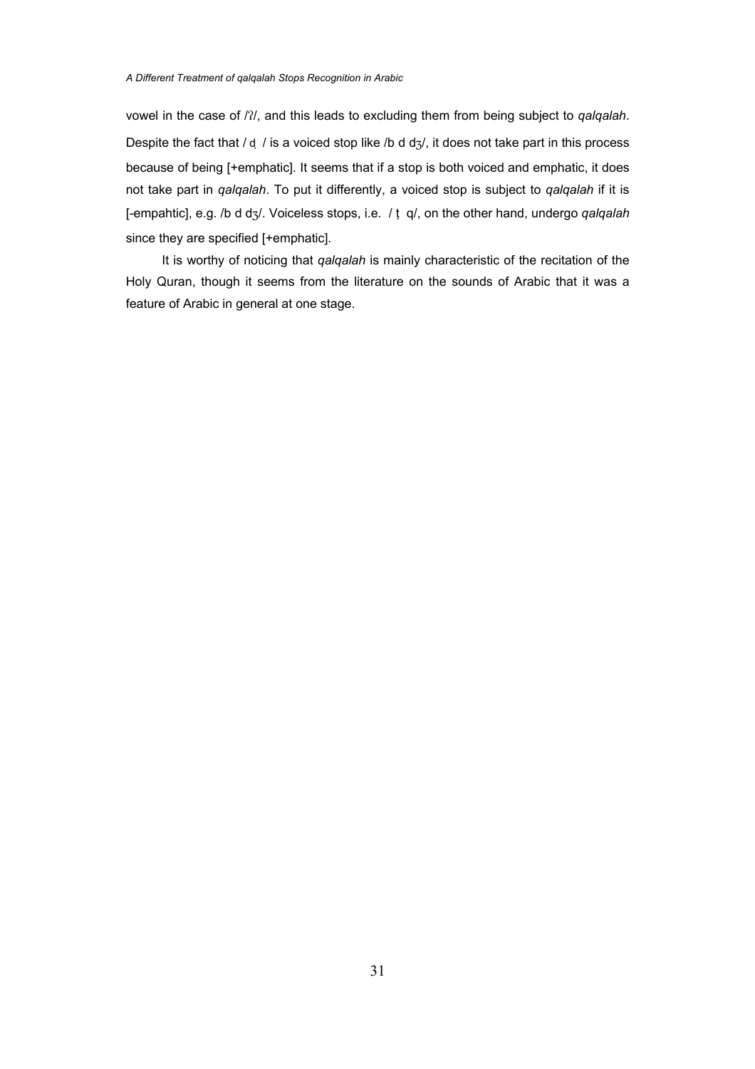vowel in the case of /ʔ/, and this leads to excluding them from being subject to *qalqalah*. Despite the fact that / ḍ / is a voiced stop like /b d dʒ/, it does not take part in this process because of being [+emphatic]. It seems that if a stop is both voiced and emphatic, it does not take part in *qalqalah*. To put it differently, a voiced stop is subject to *qalqalah* if it is [-empahtic], e.g. /b d dʒ/. Voiceless stops, i.e. / ṭ q/, on the other hand, undergo *qalqalah* since they are specified [+emphatic].

It is worthy of noticing that *qalqalah* is mainly characteristic of the recitation of the Holy Quran, though it seems from the literature on the sounds of Arabic that it was a feature of Arabic in general at one stage.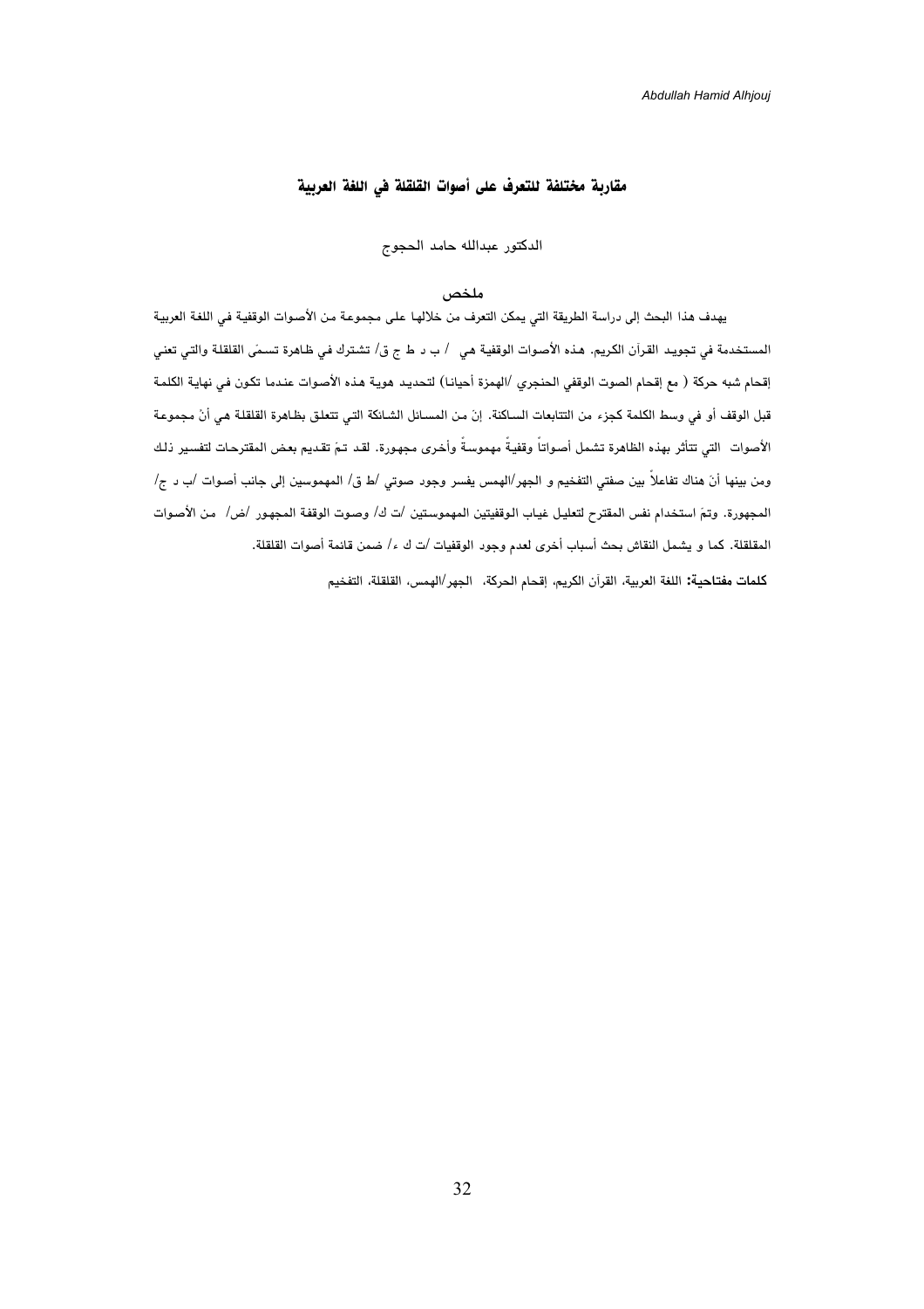# مقاربة مختلفة للتعرف على أصوات القلقلة في اللغة العربية

الدكتور عبدالله حامد الحجوج

## ملخص

يهدف هذا البحث إلى دراسة الطريقة التي يمكن التعرف من خلالها على مجموعة من الأصوات الوقفية في اللغة العربية المستخدمة في تجويد القرآن الكريم. هذه الأصوات الوقفية هي / ب د ط ج ق/ تشترك في ظاهرة تسمّى القلقلة والتي تعني إقحام شبه حركة ( مع إقحام الصوت الوقفي الحنجري /الهمزة أحيانا) لتحديد هوية هذه الأصوات عندما تكون في نهاية الكلمة قبل الوقف أو في وسط الكلمة كجزء من التتابعات الساكنة. إنّ من المسائل الشائكة التي تتعلق بظاهرة القلقلة هي أنّ مجموعة الأصوات التي تتأثر بهذه الظاهرة تشمل أصواتاً وقفيةً مهموسةً وأخرى مجهورة. لقد تمّ تقديم بعض المقترحات لتفسير ذلك ومن بينها أنّ هناك تفاعلاً بين صفتي التفخيم و الجهر/الهمس يفسر وجود صوتي /ط ق/ المهموسين إلى جانب أصوات /ب د ج/ المجهورة. وتمّ استخدام نفس المقترح لتعليل غياب الوقفيتين المهموستين /ت ك/ وصوت الوقفة المجهور /ض/ من الأصوات المقلقلة. كما و يشمل النقاش بحث أسباب أخرى لعدم وجود الوقفيات /ت ك ء/ ضمن قائمة أصوات القلقلة.

**كلمات مفتاحية:** اللغة العربية، القرآن الكريم، إقحام الحركة، الجهر/الهمس، القلقلة، التفخيم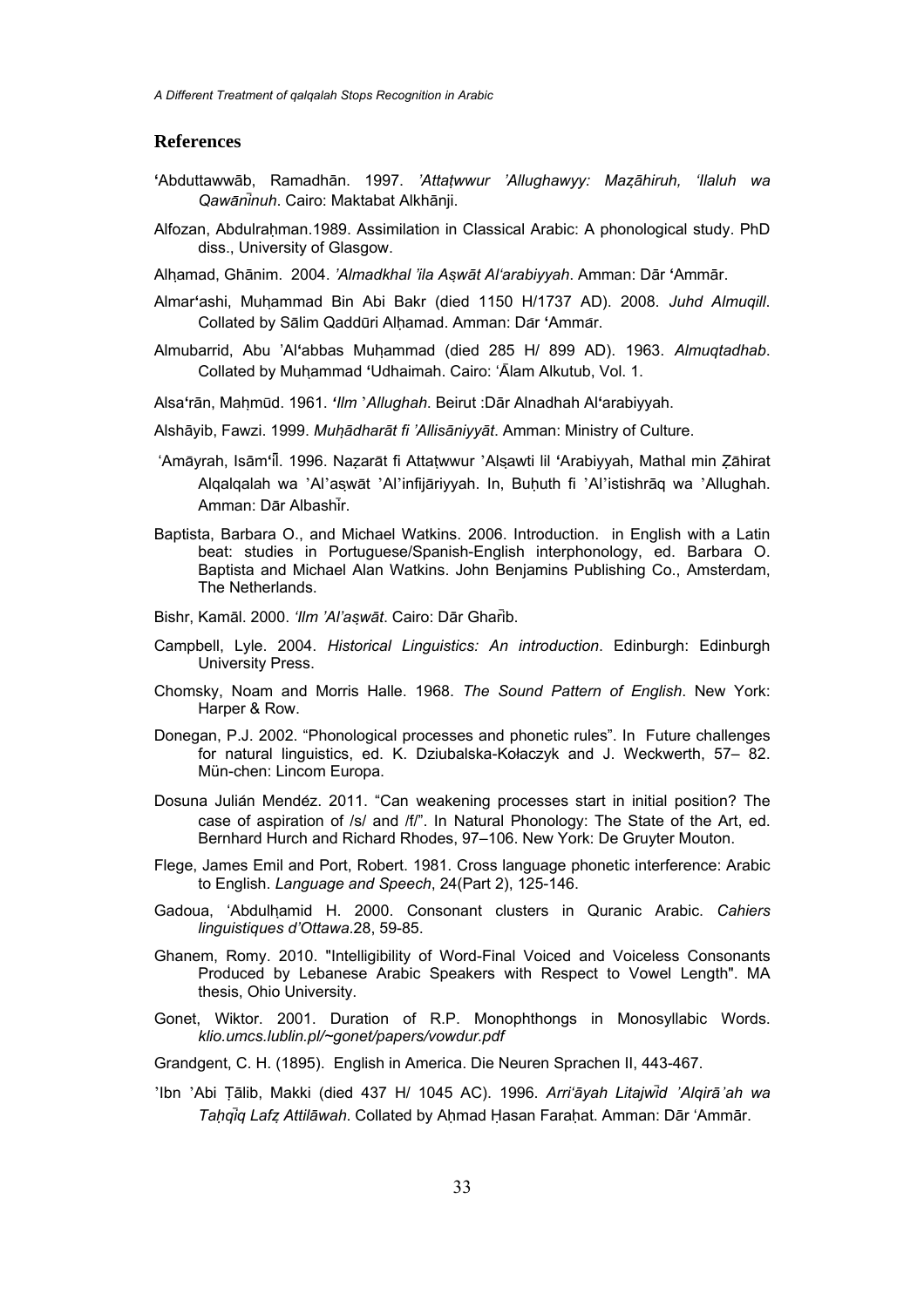## References

'Abduttawwāb, Ramadhān. 1997. *'Attaṭwwur 'Allughawyy: Maẓāhiruh, 'Ilaluh wa Qawānīnuh*. Cairo: Maktabat Alkhānji.

Alfozan, Abdulraḥman.1989. Assimilation in Classical Arabic: A phonological study. PhD diss., University of Glasgow.

Alḥamad, Ghānim. 2004. *'Almadkhal 'ila Aṣwāt Al'arabiyyah*. Amman: Dār 'Ammār.

Almar'ashi, Muḥammad Bin Abi Bakr (died 1150 H/1737 AD). 2008. *Juhd Almuqill*. Collated by Sālim Qaddūri Alḥamad. Amman: Dār 'Ammār.

Almubarrid, Abu 'Al'abbas Muḥammad (died 285 H/ 899 AD). 1963. *Almuqtadhab*. Collated by Muḥammad 'Udhaimah. Cairo: 'Ālam Alkutub, Vol. 1.

Alsa'rān, Maḥmūd. 1961. *'Ilm 'Allughah*. Beirut :Dār Alnadhah Al'arabiyyah.

Alshāyib, Fawzi. 1999. *Muḥādharāt fi 'Allisāniyyāt*. Amman: Ministry of Culture.

'Amāyrah, Isām'īl. 1996. Naẓarāt fi Attaṭwwur 'Alṣawti lil 'Arabiyyah, Mathal min Ẓāhirat Alqalqalah wa 'Al'aṣwāt 'Al'infijāriyyah. In, Buḥuth fi 'Al'istishrāq wa 'Allughah. Amman: Dār Albashīr.

Baptista, Barbara O., and Michael Watkins. 2006. Introduction. in English with a Latin beat: studies in Portuguese/Spanish-English interphonology, ed. Barbara O. Baptista and Michael Alan Watkins. John Benjamins Publishing Co., Amsterdam, The Netherlands.

Bishr, Kamāl. 2000. *'Ilm 'Al'aṣwāt*. Cairo: Dār Gharīb.

Campbell, Lyle. 2004. *Historical Linguistics: An introduction*. Edinburgh: Edinburgh University Press.

Chomsky, Noam and Morris Halle. 1968. *The Sound Pattern of English*. New York: Harper & Row.

Donegan, P.J. 2002. "Phonological processes and phonetic rules". In Future challenges for natural linguistics, ed. K. Dziubalska-Kołaczyk and J. Weckwerth, 57– 82. Mün-chen: Lincom Europa.

Dosuna Julián Mendéz. 2011. "Can weakening processes start in initial position? The case of aspiration of /s/ and /f/". In Natural Phonology: The State of the Art, ed. Bernhard Hurch and Richard Rhodes, 97–106. New York: De Gruyter Mouton.

Flege, James Emil and Port, Robert. 1981. Cross language phonetic interference: Arabic to English. *Language and Speech*, 24(Part 2), 125-146.

Gadoua, 'Abdulḥamid H. 2000. Consonant clusters in Quranic Arabic. *Cahiers linguistiques d'Ottawa*.28, 59-85.

Ghanem, Romy. 2010. "Intelligibility of Word-Final Voiced and Voiceless Consonants Produced by Lebanese Arabic Speakers with Respect to Vowel Length". MA thesis, Ohio University.

Gonet, Wiktor. 2001. Duration of R.P. Monophthongs in Monosyllabic Words. *klio.umcs.lublin.pl/~gonet/papers/vowdur.pdf*

Grandgent, C. H. (1895). English in America. Die Neuren Sprachen II, 443-467.

'Ibn 'Abi Ṭālib, Makki (died 437 H/ 1045 AC). 1996. *Arri'āyah Litajwīd 'Alqirā'ah wa Taḥqīq Lafẓ Attilāwah*. Collated by Aḥmad Ḥasan Faraḥat. Amman: Dār 'Ammār.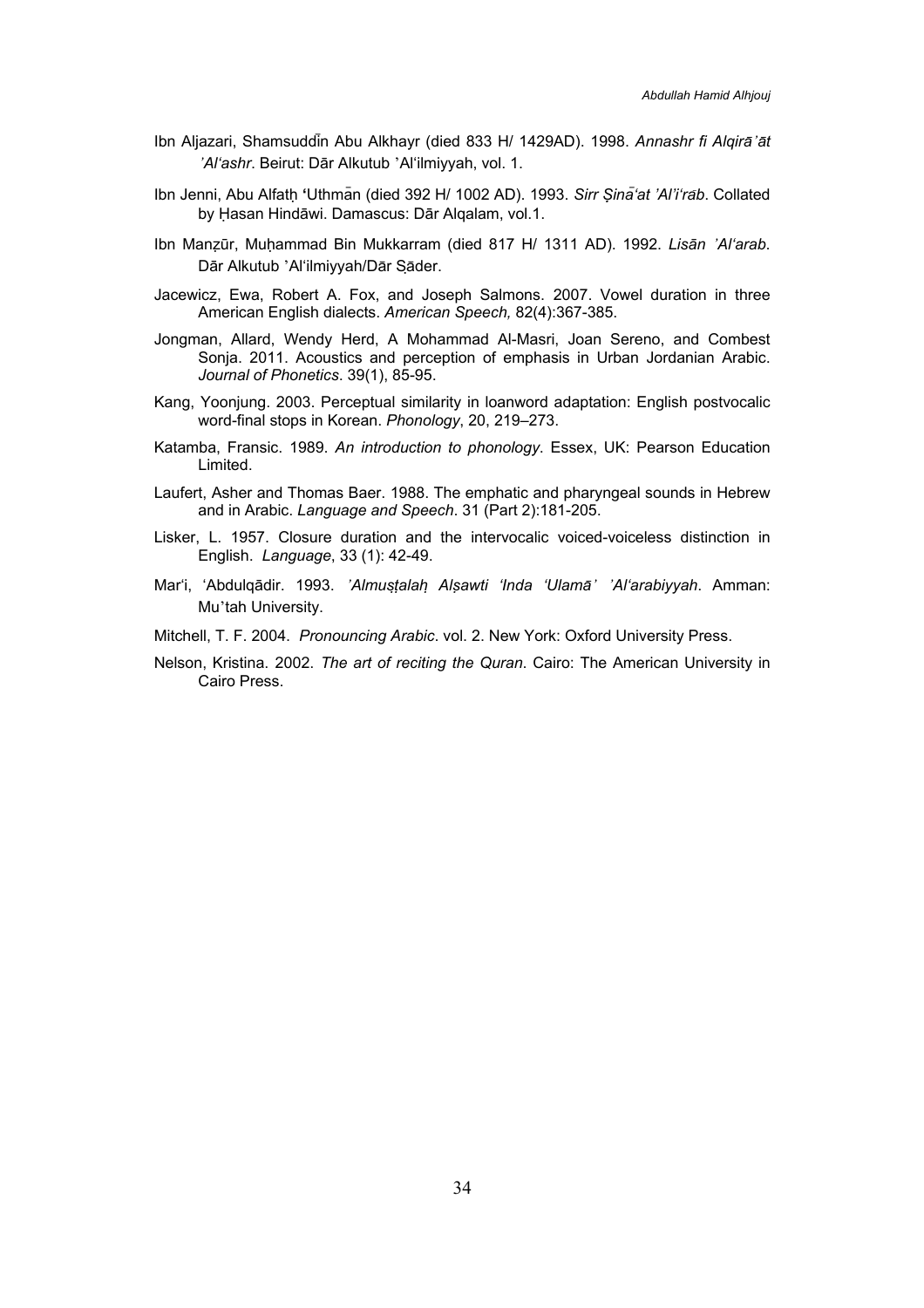Ibn Aljazari, Shamsuddīn Abu Alkhayr (died 833 H/ 1429AD). 1998. *Annashr fi Alqirā'āt 'Al'ashr*. Beirut: Dār Alkutub 'Al'ilmiyyah, vol. 1.

Ibn Jenni, Abu Alfatḥ 'Uthmān (died 392 H/ 1002 AD). 1993. *Sirr Ṣinā'at 'Al'i'rāb*. Collated by Ḥasan Hindāwi. Damascus: Dār Alqalam, vol.1.

Ibn Manẓūr, Muḥammad Bin Mukkarram (died 817 H/ 1311 AD). 1992. *Lisān 'Al'arab*. Dār Alkutub 'Al'ilmiyyah/Dār Ṣāder.

Jacewicz, Ewa, Robert A. Fox, and Joseph Salmons. 2007. Vowel duration in three American English dialects. *American Speech,* 82(4):367-385.

Jongman, Allard, Wendy Herd, A Mohammad Al-Masri, Joan Sereno, and Combest Sonja. 2011. Acoustics and perception of emphasis in Urban Jordanian Arabic. *Journal of Phonetics*. 39(1), 85-95.

Kang, Yoonjung. 2003. Perceptual similarity in loanword adaptation: English postvocalic word-final stops in Korean. *Phonology*, 20, 219–273.

Katamba, Fransic. 1989. *An introduction to phonology*. Essex, UK: Pearson Education Limited.

Laufert, Asher and Thomas Baer. 1988. The emphatic and pharyngeal sounds in Hebrew and in Arabic. *Language and Speech*. 31 (Part 2):181-205.

Lisker, L. 1957. Closure duration and the intervocalic voiced-voiceless distinction in English. *Language*, 33 (1): 42-49.

Mar'i, 'Abdulqādir. 1993. *'Almuṣṭalaḥ Alṣawti 'Inda 'Ulamā' 'Al'arabiyyah*. Amman: Mu'tah University.

Mitchell, T. F. 2004. *Pronouncing Arabic*. vol. 2. New York: Oxford University Press.

Nelson, Kristina. 2002. *The art of reciting the Quran*. Cairo: The American University in Cairo Press.